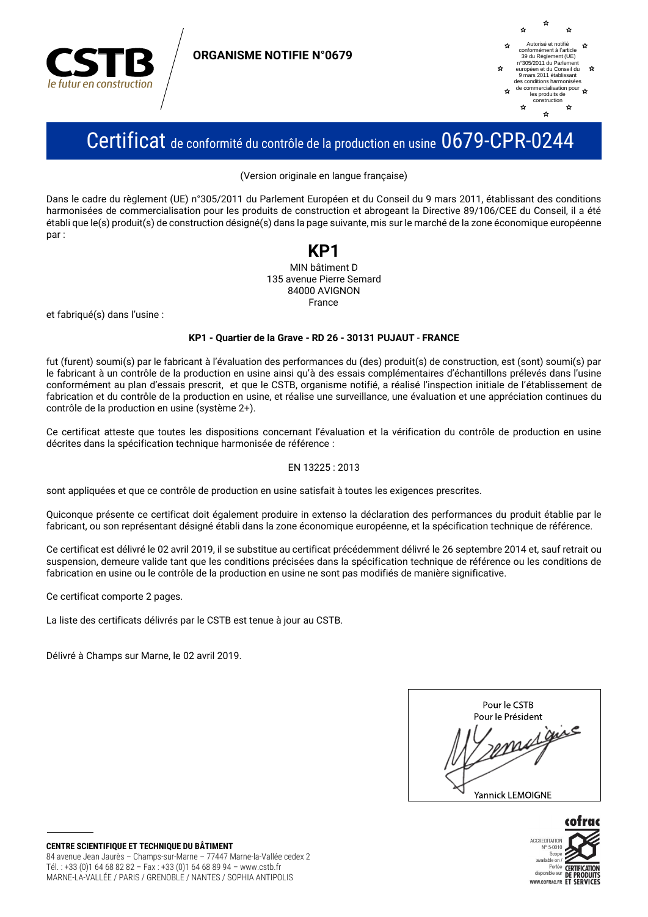**CSTB** *le futur en construction*

**ORGANISME NOTIFIE N°0679**

Autorisé et notifié conformément à l'article 39 du Règlement (UE) n°305/2011 du Parlement européen et du Conseil du 9 mars 2011 établissant des conditions harmonisées de commercialisation pour les produits de construction

# Certificat de conformité du contrôle de la production en usine 0679-CPR-0244

(Version originale en langue française)

Dans le cadre du règlement (UE) n°305/2011 du Parlement Européen et du Conseil du 9 mars 2011, établissant des conditions harmonisées de commercialisation pour les produits de construction et abrogeant la Directive 89/106/CEE du Conseil, il a été établi que le(s) produit(s) de construction désigné(s) dans la page suivante, mis sur le marché de la zone économique européenne par :

**KP1**

MIN bâtiment D
135 avenue Pierre Semard
84000 AVIGNON
France

et fabriqué(s) dans l'usine :

**KP1 - Quartier de la Grave - RD 26 - 30131 PUJAUT - FRANCE**

fut (furent) soumi(s) par le fabricant à l'évaluation des performances du (des) produit(s) de construction, est (sont) soumi(s) par le fabricant à un contrôle de la production en usine ainsi qu'à des essais complémentaires d'échantillons prélevés dans l'usine conformément au plan d'essais prescrit, et que le CSTB, organisme notifié, a réalisé l'inspection initiale de l'établissement de fabrication et du contrôle de la production en usine, et réalise une surveillance, une évaluation et une appréciation continues du contrôle de la production en usine (système 2+).

Ce certificat atteste que toutes les dispositions concernant l'évaluation et la vérification du contrôle de production en usine décrites dans la spécification technique harmonisée de référence :

EN 13225 : 2013

sont appliquées et que ce contrôle de production en usine satisfait à toutes les exigences prescrites.

Quiconque présente ce certificat doit également produire in extenso la déclaration des performances du produit établie par le fabricant, ou son représentant désigné établi dans la zone économique européenne, et la spécification technique de référence.

Ce certificat est délivré le 02 avril 2019, il se substitue au certificat précédemment délivré le 26 septembre 2014 et, sauf retrait ou suspension, demeure valide tant que les conditions précisées dans la spécification technique de référence ou les conditions de fabrication en usine ou le contrôle de la production en usine ne sont pas modifiés de manière significative.

Ce certificat comporte 2 pages.

La liste des certificats délivrés par le CSTB est tenue à jour au CSTB.

Délivré à Champs sur Marne, le 02 avril 2019.

Pour le CSTB
Pour le Président

Yannick LEMOIGNE

**CENTRE SCIENTIFIQUE ET TECHNIQUE DU BÂTIMENT**
84 avenue Jean Jaurès – Champs-sur-Marne – 77447 Marne-la-Vallée cedex 2
Tél. : +33 (0)1 64 68 82 82 – Fax : +33 (0)1 64 68 89 94 – www.cstb.fr
MARNE-LA-VALLÉE / PARIS / GRENOBLE / NANTES / SOPHIA ANTIPOLIS

cofrac ACCREDITATION N° 5-0010 Scope available on / Portée disponible sur WWW.COFRAC.FR CERTIFICATION DE PRODUITS ET SERVICES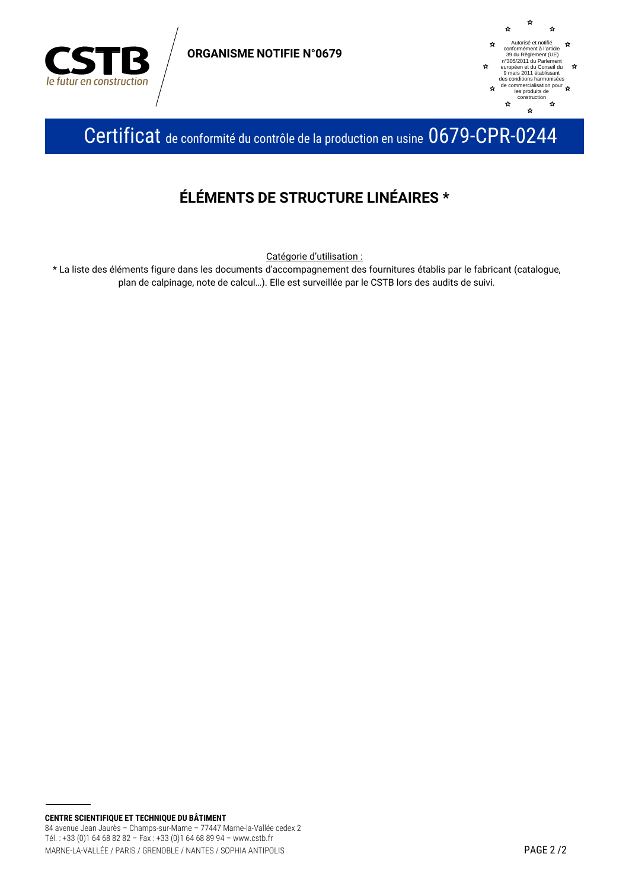**ORGANISME NOTIFIE N°0679**

Autorisé et notifié conformément à l'article 39 du Règlement (UE) n°305/2011 du Parlement européen et du Conseil du 9 mars 2011 établissant des conditions harmonisées de commercialisation pour les produits de construction

# Certificat de conformité du contrôle de la production en usine 0679-CPR-0244

## ÉLÉMENTS DE STRUCTURE LINÉAIRES *

Catégorie d'utilisation :

* La liste des éléments figure dans les documents d'accompagnement des fournitures établis par le fabricant (catalogue, plan de calpinage, note de calcul…). Elle est surveillée par le CSTB lors des audits de suivi.

**CENTRE SCIENTIFIQUE ET TECHNIQUE DU BÂTIMENT**
84 avenue Jean Jaurès – Champs-sur-Marne – 77447 Marne-la-Vallée cedex 2
Tél. : +33 (0)1 64 68 82 82 – Fax : +33 (0)1 64 68 89 94 – www.cstb.fr
MARNE-LA-VALLÉE / PARIS / GRENOBLE / NANTES / SOPHIA ANTIPOLIS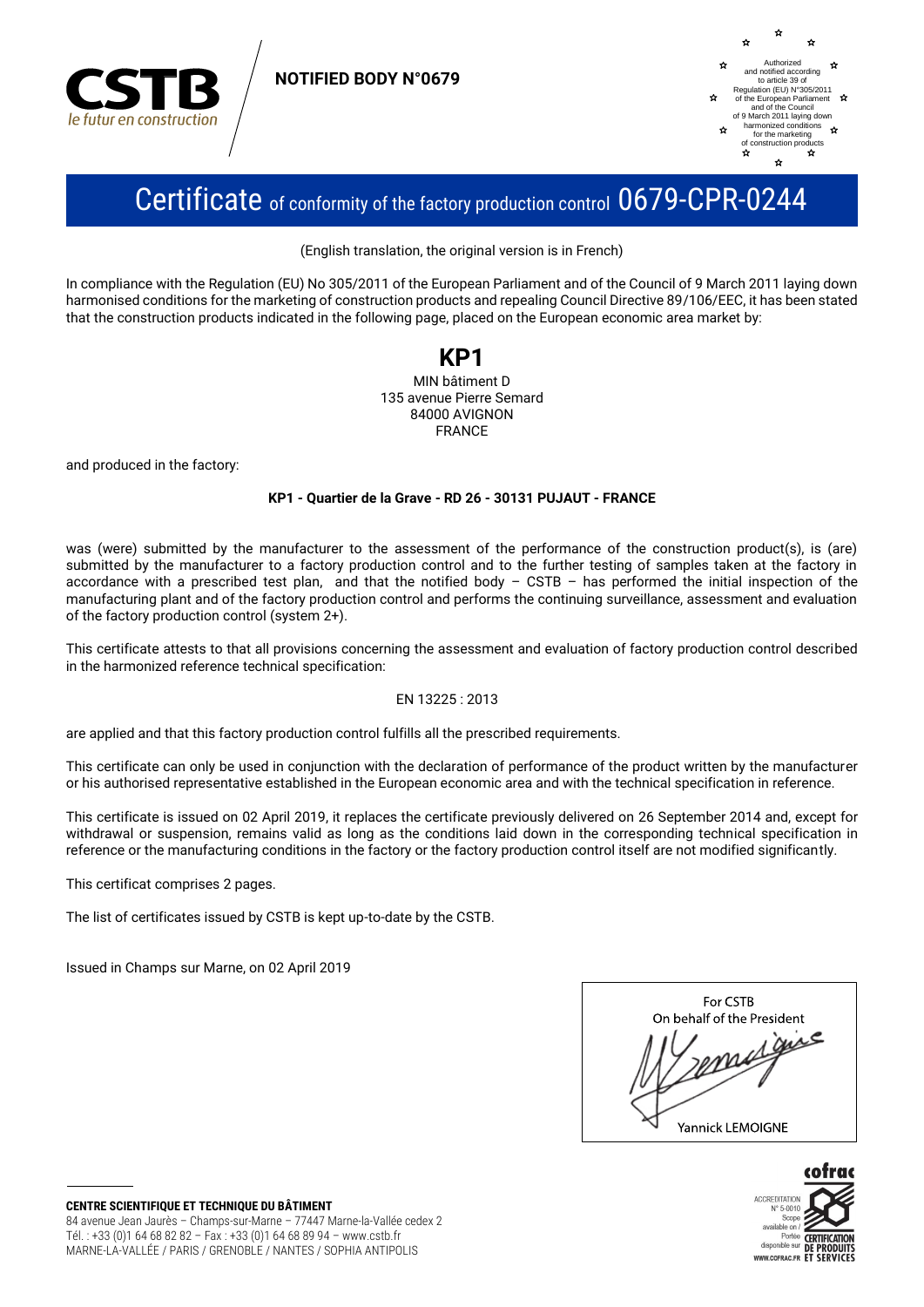**NOTIFIED BODY N°0679**

Authorized and notified according to article 39 of Regulation (EU) N°305/2011 of the European Parliament and of the Council of 9 March 2011 laying down harmonized conditions for the marketing of construction products

# Certificate of conformity of the factory production control 0679-CPR-0244

(English translation, the original version is in French)

In compliance with the Regulation (EU) No 305/2011 of the European Parliament and of the Council of 9 March 2011 laying down harmonised conditions for the marketing of construction products and repealing Council Directive 89/106/EEC, it has been stated that the construction products indicated in the following page, placed on the European economic area market by:

## KP1

MIN bâtiment D
135 avenue Pierre Semard
84000 AVIGNON
FRANCE

and produced in the factory:

**KP1 - Quartier de la Grave - RD 26 - 30131 PUJAUT - FRANCE**

was (were) submitted by the manufacturer to the assessment of the performance of the construction product(s), is (are) submitted by the manufacturer to a factory production control and to the further testing of samples taken at the factory in accordance with a prescribed test plan, and that the notified body – CSTB – has performed the initial inspection of the manufacturing plant and of the factory production control and performs the continuing surveillance, assessment and evaluation of the factory production control (system 2+).

This certificate attests to that all provisions concerning the assessment and evaluation of factory production control described in the harmonized reference technical specification:

EN 13225 : 2013

are applied and that this factory production control fulfills all the prescribed requirements.

This certificate can only be used in conjunction with the declaration of performance of the product written by the manufacturer or his authorised representative established in the European economic area and with the technical specification in reference.

This certificate is issued on 02 April 2019, it replaces the certificate previously delivered on 26 September 2014 and, except for withdrawal or suspension, remains valid as long as the conditions laid down in the corresponding technical specification in reference or the manufacturing conditions in the factory or the factory production control itself are not modified significantly.

This certificat comprises 2 pages.

The list of certificates issued by CSTB is kept up-to-date by the CSTB.

Issued in Champs sur Marne, on 02 April 2019

For CSTB
On behalf of the President

Yannick LEMOIGNE

**CENTRE SCIENTIFIQUE ET TECHNIQUE DU BÂTIMENT**
84 avenue Jean Jaurès – Champs-sur-Marne – 77447 Marne-la-Vallée cedex 2
Tél. : +33 (0)1 64 68 82 82 – Fax : +33 (0)1 64 68 89 94 – www.cstb.fr
MARNE-LA-VALLÉE / PARIS / GRENOBLE / NANTES / SOPHIA ANTIPOLIS

cofrac ACCREDITATION N° 5-0010 Scope available on / Portée disponible sur WWW.COFRAC.FR CERTIFICATION DE PRODUITS ET SERVICES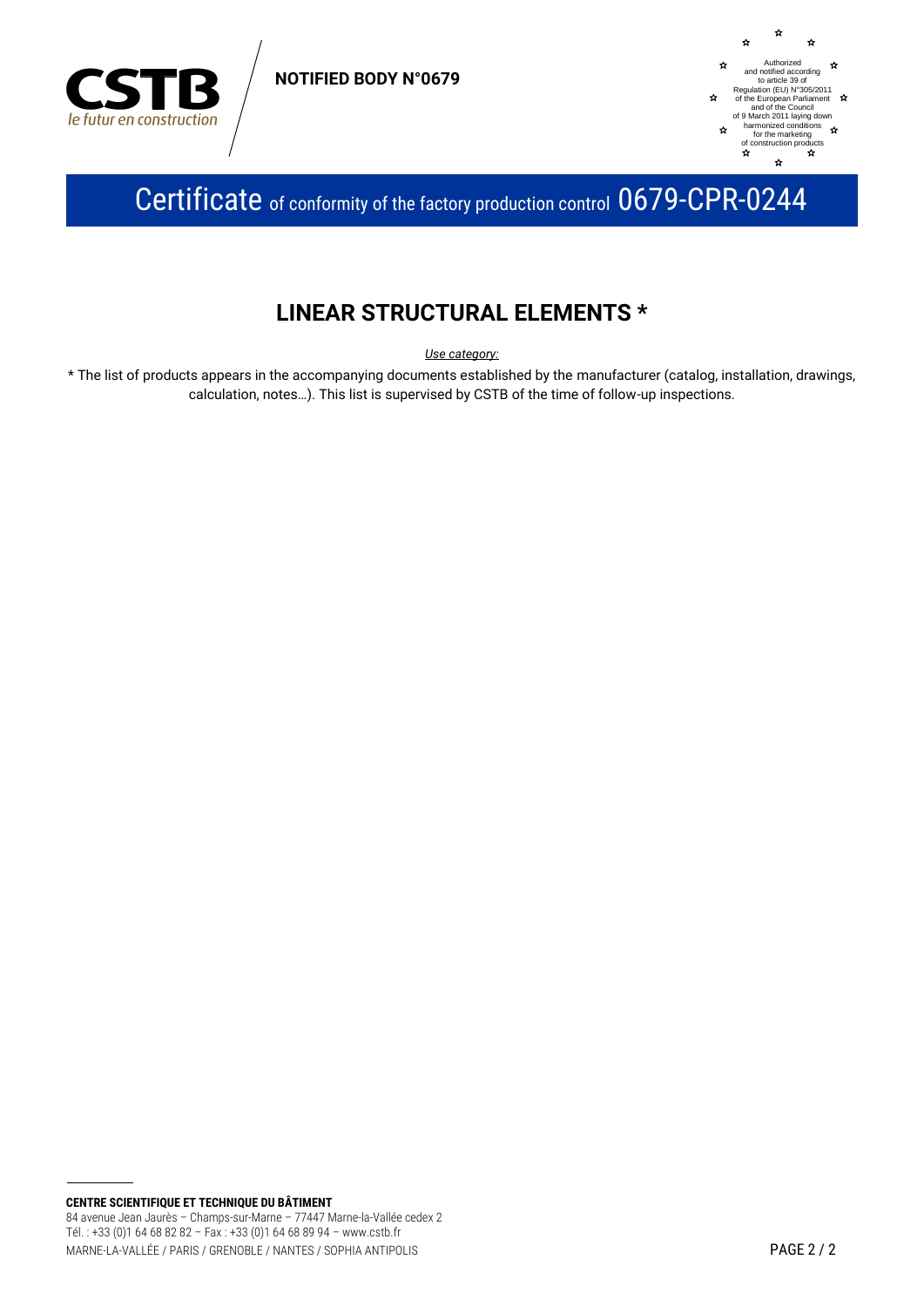**NOTIFIED BODY N°0679**

Authorized and notified according to article 39 of Regulation (EU) N°305/2011 of the European Parliament and of the Council of 9 March 2011 laying down harmonized conditions for the marketing of construction products

# Certificate of conformity of the factory production control 0679-CPR-0244

## LINEAR STRUCTURAL ELEMENTS *

*Use category:*

* The list of products appears in the accompanying documents established by the manufacturer (catalog, installation, drawings, calculation, notes…). This list is supervised by CSTB of the time of follow-up inspections.

**CENTRE SCIENTIFIQUE ET TECHNIQUE DU BÂTIMENT**
84 avenue Jean Jaurès – Champs-sur-Marne – 77447 Marne-la-Vallée cedex 2
Tél. : +33 (0)1 64 68 82 82 – Fax : +33 (0)1 64 68 89 94 – www.cstb.fr
MARNE-LA-VALLÉE / PARIS / GRENOBLE / NANTES / SOPHIA ANTIPOLIS